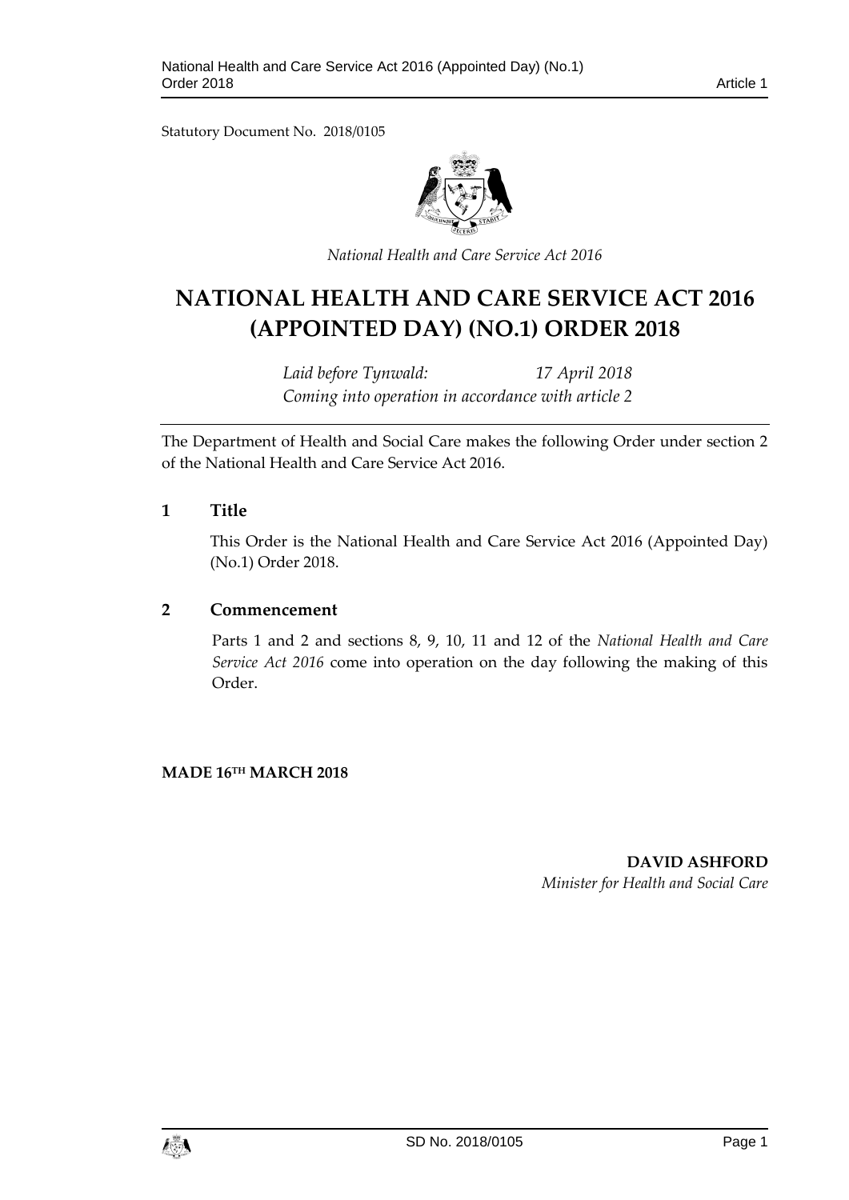Statutory Document No. 2018/0105

*National Health and Care Service Act 2016*

# NATIONAL HEALTH AND CARE SERVICE ACT 2016 (APPOINTED DAY) (NO.1) ORDER 2018

*Laid before Tynwald: 17 April 2018*
*Coming into operation in accordance with article 2*

The Department of Health and Social Care makes the following Order under section 2 of the National Health and Care Service Act 2016.

## 1 Title

This Order is the National Health and Care Service Act 2016 (Appointed Day) (No.1) Order 2018.

## 2 Commencement

Parts 1 and 2 and sections 8, 9, 10, 11 and 12 of the *National Health and Care Service Act 2016* come into operation on the day following the making of this Order.

**MADE 16TH MARCH 2018**

**DAVID ASHFORD**
*Minister for Health and Social Care*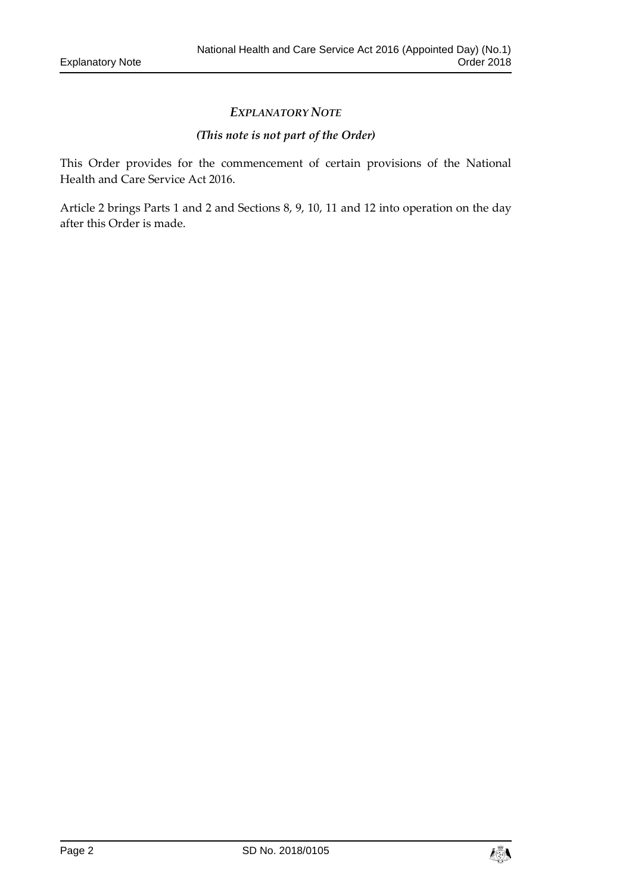## *EXPLANATORY NOTE*

***(This note is not part of the Order)***

This Order provides for the commencement of certain provisions of the National Health and Care Service Act 2016.

Article 2 brings Parts 1 and 2 and Sections 8, 9, 10, 11 and 12 into operation on the day after this Order is made.